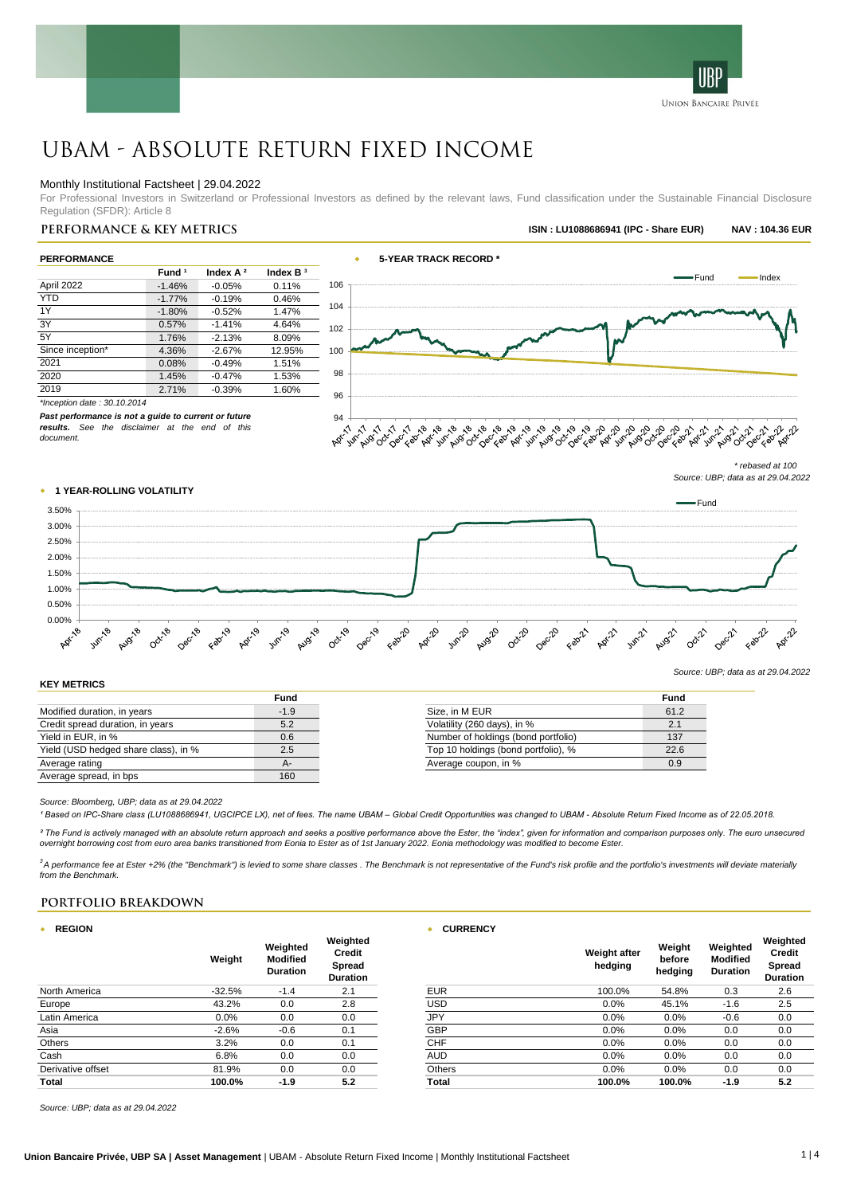# UBAM - ABSOLUTE RETURN FIXED INCOME

Monthly Institutional Factsheet | 29.04.2022

For Professional Investors in Switzerland or Professional Investors as defined by the relevant laws, Fund classification under the Sustainable Financial Disclosure Regulation (SFDR): Article 8

## PERFORMANCE & KEY METRICS

**ISIN : LU1088686941 (IPC - Share EUR)** **NAV : 104.36 EUR**

### PERFORMANCE

| | Fund [1] | Index A [2] | Index B [3] |
|---|---|---|---|
| April 2022 | -1.46% | -0.05% | 0.11% |
| YTD | -1.77% | -0.19% | 0.46% |
| 1Y | -1.80% | -0.52% | 1.47% |
| 3Y | 0.57% | -1.41% | 4.64% |
| 5Y | 1.76% | -2.13% | 8.09% |
| Since inception* | 4.36% | -2.67% | 12.95% |
| 2021 | 0.08% | -0.49% | 1.51% |
| 2020 | 1.45% | -0.47% | 1.53% |
| 2019 | 2.71% | -0.39% | 1.60% |

*Inception date : 30.10.2014

***Past performance is not a guide to current or future results.*** *See the disclaimer at the end of this document.*

### 5-YEAR TRACK RECORD *

*\* rebased at 100*

*Source: UBP; data as at 29.04.2022*

### 1 YEAR-ROLLING VOLATILITY

*Source: UBP; data as at 29.04.2022*

### KEY METRICS

| | Fund |
|---|---|
| Modified duration, in years | -1.9 |
| Credit spread duration, in years | 5.2 |
| Yield in EUR, in % | 0.6 |
| Yield (USD hedged share class), in % | 2.5 |
| Average rating | A- |
| Average spread, in bps | 160 |

| | Fund |
|---|---|
| Size, in M EUR | 61.2 |
| Volatility (260 days), in % | 2.1 |
| Number of holdings (bond portfolio) | 137 |
| Top 10 holdings (bond portfolio), % | 22.6 |
| Average coupon, in % | 0.9 |

*Source: Bloomberg, UBP; data as at 29.04.2022*

*[1] Based on IPC-Share class (LU1088686941, UGCIPCE LX), net of fees. The name UBAM – Global Credit Opportunities was changed to UBAM - Absolute Return Fixed Income as of 22.05.2018.*

*[2] The Fund is actively managed with an absolute return approach and seeks a positive performance above the Ester, the "index", given for information and comparison purposes only. The euro unsecured overnight borrowing cost from euro area banks transitioned from Eonia to Ester as of 1st January 2022. Eonia methodology was modified to become Ester.*

*[3] A performance fee at Ester +2% (the "Benchmark") is levied to some share classes . The Benchmark is not representative of the Fund's risk profile and the portfolio's investments will deviate materially from the Benchmark.*

## PORTFOLIO BREAKDOWN

### REGION

| | Weight | Weighted Modified Duration | Weighted Credit Spread Duration |
|---|---|---|---|
| North America | -32.5% | -1.4 | 2.1 |
| Europe | 43.2% | 0.0 | 2.8 |
| Latin America | 0.0% | 0.0 | 0.0 |
| Asia | -2.6% | -0.6 | 0.1 |
| Others | 3.2% | 0.0 | 0.1 |
| Cash | 6.8% | 0.0 | 0.0 |
| Derivative offset | 81.9% | 0.0 | 0.0 |
| **Total** | **100.0%** | **-1.9** | **5.2** |

### CURRENCY

| | Weight after hedging | Weight before hedging | Weighted Modified Duration | Weighted Credit Spread Duration |
|---|---|---|---|---|
| EUR | 100.0% | 54.8% | 0.3 | 2.6 |
| USD | 0.0% | 45.1% | -1.6 | 2.5 |
| JPY | 0.0% | 0.0% | -0.6 | 0.0 |
| GBP | 0.0% | 0.0% | 0.0 | 0.0 |
| CHF | 0.0% | 0.0% | 0.0 | 0.0 |
| AUD | 0.0% | 0.0% | 0.0 | 0.0 |
| Others | 0.0% | 0.0% | 0.0 | 0.0 |
| **Total** | **100.0%** | **100.0%** | **-1.9** | **5.2** |

*Source: UBP; data as at 29.04.2022*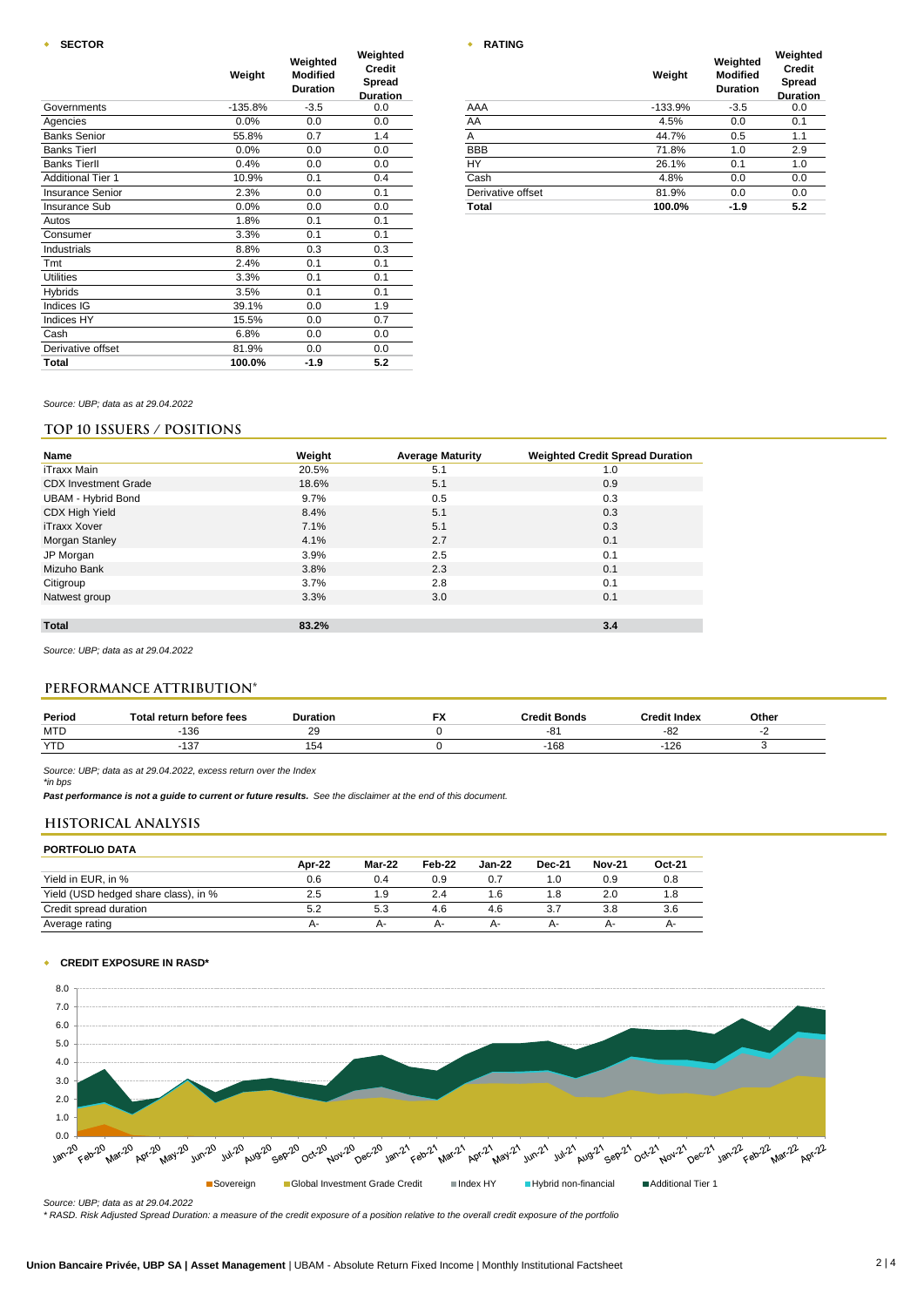- **SECTOR**

| | Weight | Weighted Modified Duration | Weighted Credit Spread Duration |
|---|---|---|---|
| Governments | -135.8% | -3.5 | 0.0 |
| Agencies | 0.0% | 0.0 | 0.0 |
| Banks Senior | 55.8% | 0.7 | 1.4 |
| Banks TierI | 0.0% | 0.0 | 0.0 |
| Banks TierII | 0.4% | 0.0 | 0.0 |
| Additional Tier 1 | 10.9% | 0.1 | 0.4 |
| Insurance Senior | 2.3% | 0.0 | 0.1 |
| Insurance Sub | 0.0% | 0.0 | 0.0 |
| Autos | 1.8% | 0.1 | 0.1 |
| Consumer | 3.3% | 0.1 | 0.1 |
| Industrials | 8.8% | 0.3 | 0.3 |
| Tmt | 2.4% | 0.1 | 0.1 |
| Utilities | 3.3% | 0.1 | 0.1 |
| Hybrids | 3.5% | 0.1 | 0.1 |
| Indices IG | 39.1% | 0.0 | 1.9 |
| Indices HY | 15.5% | 0.0 | 0.7 |
| Cash | 6.8% | 0.0 | 0.0 |
| Derivative offset | 81.9% | 0.0 | 0.0 |
| **Total** | **100.0%** | **-1.9** | **5.2** |

- **RATING**

| | Weight | Weighted Modified Duration | Weighted Credit Spread Duration |
|---|---|---|---|
| AAA | -133.9% | -3.5 | 0.0 |
| AA | 4.5% | 0.0 | 0.1 |
| A | 44.7% | 0.5 | 1.1 |
| BBB | 71.8% | 1.0 | 2.9 |
| HY | 26.1% | 0.1 | 1.0 |
| Cash | 4.8% | 0.0 | 0.0 |
| Derivative offset | 81.9% | 0.0 | 0.0 |
| **Total** | **100.0%** | **-1.9** | **5.2** |

*Source: UBP; data as at 29.04.2022*

## TOP 10 ISSUERS / POSITIONS

| Name | Weight | Average Maturity | Weighted Credit Spread Duration |
|---|---|---|---|
| iTraxx Main | 20.5% | 5.1 | 1.0 |
| CDX Investment Grade | 18.6% | 5.1 | 0.9 |
| UBAM - Hybrid Bond | 9.7% | 0.5 | 0.3 |
| CDX High Yield | 8.4% | 5.1 | 0.3 |
| iTraxx Xover | 7.1% | 5.1 | 0.3 |
| Morgan Stanley | 4.1% | 2.7 | 0.1 |
| JP Morgan | 3.9% | 2.5 | 0.1 |
| Mizuho Bank | 3.8% | 2.3 | 0.1 |
| Citigroup | 3.7% | 2.8 | 0.1 |
| Natwest group | 3.3% | 3.0 | 0.1 |
| **Total** | **83.2%** | | **3.4** |

*Source: UBP; data as at 29.04.2022*

## PERFORMANCE ATTRIBUTION*

| Period | Total return before fees | Duration | FX | Credit Bonds | Credit Index | Other |
|---|---|---|---|---|---|---|
| MTD | -136 | 29 | 0 | -81 | -82 | -2 |
| YTD | -137 | 154 | 0 | -168 | -126 | 3 |

*Source: UBP; data as at 29.04.2022, excess return over the Index*
*\*in bps*

***Past performance is not a guide to current or future results.*** *See the disclaimer at the end of this document.*

## HISTORICAL ANALYSIS

**PORTFOLIO DATA**

| | Apr-22 | Mar-22 | Feb-22 | Jan-22 | Dec-21 | Nov-21 | Oct-21 |
|---|---|---|---|---|---|---|---|
| Yield in EUR, in % | 0.6 | 0.4 | 0.9 | 0.7 | 1.0 | 0.9 | 0.8 |
| Yield (USD hedged share class), in % | 2.5 | 1.9 | 2.4 | 1.6 | 1.8 | 2.0 | 1.8 |
| Credit spread duration | 5.2 | 5.3 | 4.6 | 4.6 | 3.7 | 3.8 | 3.6 |
| Average rating | A- | A- | A- | A- | A- | A- | A- |

- **CREDIT EXPOSURE IN RASD***

*Source: UBP; data as at 29.04.2022*
*\* RASD. Risk Adjusted Spread Duration: a measure of the credit exposure of a position relative to the overall credit exposure of the portfolio*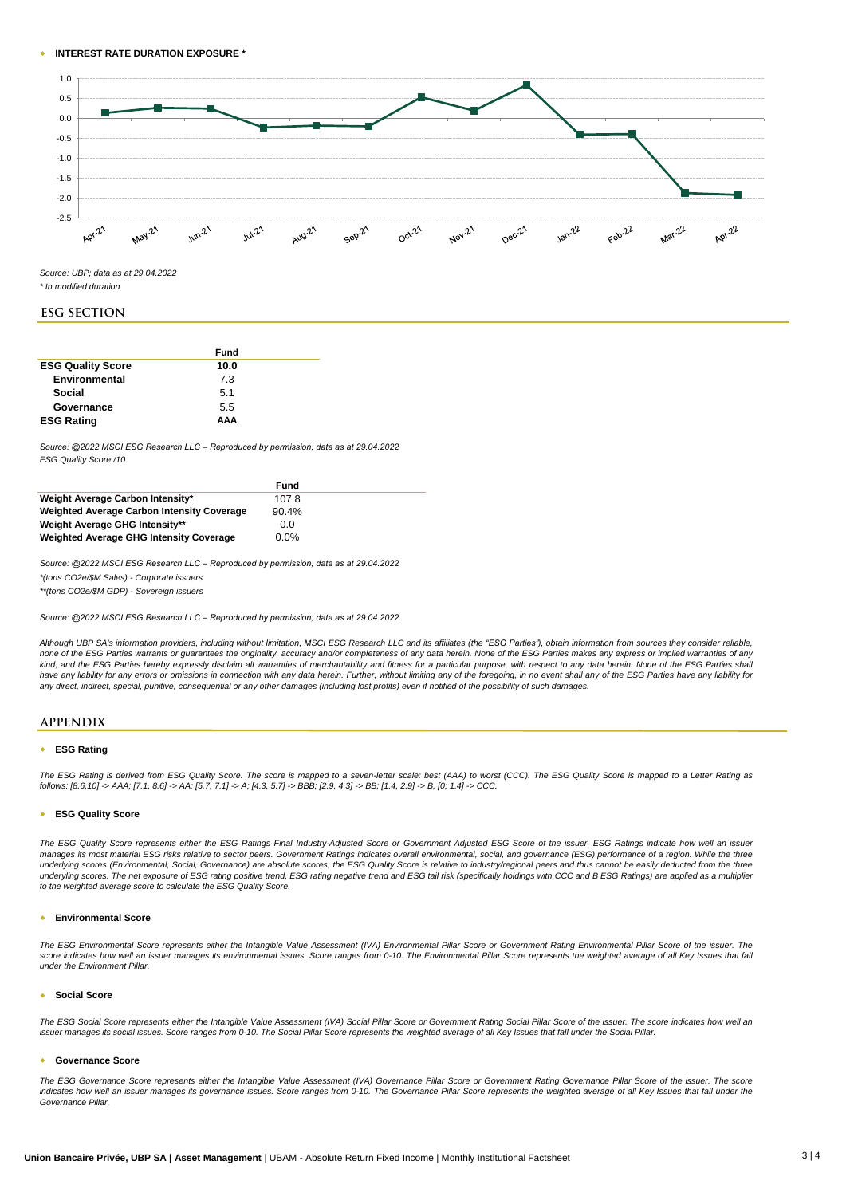- **INTEREST RATE DURATION EXPOSURE ***

*Source: UBP; data as at 29.04.2022*
*\* In modified duration*

## ESG SECTION

| | Fund |
|---|---|
| **ESG Quality Score** | **10.0** |
| **Environmental** | 7.3 |
| **Social** | 5.1 |
| **Governance** | 5.5 |
| **ESG Rating** | **AAA** |

*Source: @2022 MSCI ESG Research LLC – Reproduced by permission; data as at 29.04.2022*
*ESG Quality Score /10*

| | Fund |
|---|---|
| **Weight Average Carbon Intensity*** | 107.8 |
| **Weighted Average Carbon Intensity Coverage** | 90.4% |
| **Weight Average GHG Intensity**** | 0.0 |
| **Weighted Average GHG Intensity Coverage** | 0.0% |

*Source: @2022 MSCI ESG Research LLC – Reproduced by permission; data as at 29.04.2022*
*\*(tons CO2e/$M Sales) - Corporate issuers*
*\*\*(tons CO2e/$M GDP) - Sovereign issuers*

*Source: @2022 MSCI ESG Research LLC – Reproduced by permission; data as at 29.04.2022*

*Although UBP SA's information providers, including without limitation, MSCI ESG Research LLC and its affiliates (the "ESG Parties"), obtain information from sources they consider reliable, none of the ESG Parties warrants or guarantees the originality, accuracy and/or completeness of any data herein. None of the ESG Parties makes any express or implied warranties of any kind, and the ESG Parties hereby expressly disclaim all warranties of merchantability and fitness for a particular purpose, with respect to any data herein. None of the ESG Parties shall have any liability for any errors or omissions in connection with any data herein. Further, without limiting any of the foregoing, in no event shall any of the ESG Parties have any liability for any direct, indirect, special, punitive, consequential or any other damages (including lost profits) even if notified of the possibility of such damages.*

## APPENDIX

- **ESG Rating**

*The ESG Rating is derived from ESG Quality Score. The score is mapped to a seven-letter scale: best (AAA) to worst (CCC). The ESG Quality Score is mapped to a Letter Rating as follows: [8.6,10] -> AAA; [7.1, 8.6] -> AA; [5.7, 7.1] -> A; [4.3, 5.7] -> BBB; [2.9, 4.3] -> BB; [1.4, 2.9] -> B, [0; 1.4] -> CCC.*

- **ESG Quality Score**

*The ESG Quality Score represents either the ESG Ratings Final Industry-Adjusted Score or Government Adjusted ESG Score of the issuer. ESG Ratings indicate how well an issuer manages its most material ESG risks relative to sector peers. Government Ratings indicates overall environmental, social, and governance (ESG) performance of a region. While the three underlying scores (Environmental, Social, Governance) are absolute scores, the ESG Quality Score is relative to industry/regional peers and thus cannot be easily deducted from the three underlying scores. The net exposure of ESG rating positive trend, ESG rating negative trend and ESG tail risk (specifically holdings with CCC and B ESG Ratings) are applied as a multiplier to the weighted average score to calculate the ESG Quality Score.*

- **Environmental Score**

*The ESG Environmental Score represents either the Intangible Value Assessment (IVA) Environmental Pillar Score or Government Rating Environmental Pillar Score of the issuer. The score indicates how well an issuer manages its environmental issues. Score ranges from 0-10. The Environmental Pillar Score represents the weighted average of all Key Issues that fall under the Environment Pillar.*

- **Social Score**

*The ESG Social Score represents either the Intangible Value Assessment (IVA) Social Pillar Score or Government Rating Social Pillar Score of the issuer. The score indicates how well an issuer manages its social issues. Score ranges from 0-10. The Social Pillar Score represents the weighted average of all Key Issues that fall under the Social Pillar.*

- **Governance Score**

*The ESG Governance Score represents either the Intangible Value Assessment (IVA) Governance Pillar Score or Government Rating Governance Pillar Score of the issuer. The score indicates how well an issuer manages its governance issues. Score ranges from 0-10. The Governance Pillar Score represents the weighted average of all Key Issues that fall under the Governance Pillar.*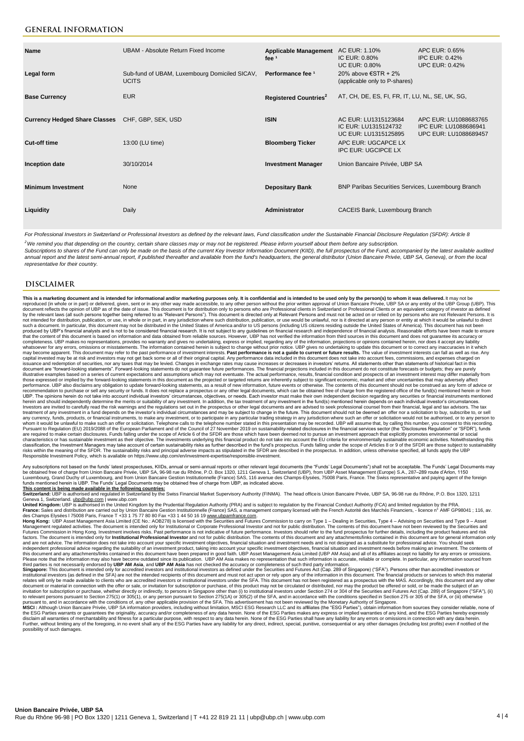## GENERAL INFORMATION

| | | | | |
|---|---|---|---|---|
| **Name** | UBAM - Absolute Return Fixed Income | **Applicable Management fee** [1] | AC EUR: 1.10%<br>IC EUR: 0.80%<br>UC EUR: 0.80% | APC EUR: 0.65%<br>IPC EUR: 0.42%<br>UPC EUR: 0.42% |
| **Legal form** | Sub-fund of UBAM, Luxembourg Domiciled SICAV, UCITS | **Performance fee** [1] | 20% above €STR + 2%<br>(applicable only to P-shares) | |
| **Base Currency** | EUR | **Registered Countries**[2] | AT, CH, DE, ES, FI, FR, IT, LU, NL, SE, UK, SG, | |
| **Currency Hedged Share Classes** | CHF, GBP, SEK, USD | **ISIN** | AC EUR: LU1315123684<br>IC EUR: LU1315124732<br>UC EUR: LU1315125895 | APC EUR: LU1088683765<br>IPC EUR: LU1088686941<br>UPC EUR: LU1088689457 |
| **Cut-off time** | 13:00 (LU time) | **Bloomberg Ticker** | APC EUR: UGCAPCE LX<br>IPC EUR: UGCIPCE LX | |
| **Inception date** | 30/10/2014 | **Investment Manager** | Union Bancaire Privée, UBP SA | |
| **Minimum Investment** | None | **Depositary Bank** | BNP Paribas Securities Services, Luxembourg Branch | |
| **Liquidity** | Daily | **Administrator** | CACEIS Bank, Luxembourg Branch | |

*For Professional Investors in Switzerland or Professional Investors as defined by the relevant laws, Fund classification under the Sustainable Financial Disclosure Regulation (SFDR): Article 8*

*[2] We remind you that depending on the country, certain share classes may or may not be registered. Please inform yourself about them before any subscription.*
*Subscriptions to shares of the Fund can only be made on the basis of the current Key Investor Information Document (KIID), the full prospectus of the Fund, accompanied by the latest available audited annual report and the latest semi-annual report, if published thereafter and available from the fund's headquarters, the general distributor (Union Bancaire Privée, UBP SA, Geneva), or from the local representative for their country.*

## DISCLAIMER

**This is a marketing document and is intended for informational and/or marketing purposes only. It is confidential and is intended to be used only by the person(s) to whom it was delivered.** It may not be reproduced (in whole or in part) or delivered, given, sent or in any other way made accessible, to any other person without the prior written approval of Union Bancaire Privée, UBP SA or any entity of the UBP Group (UBP). This document reflects the opinion of UBP as of the date of issue. This document is for distribution only to persons who are Professional clients in Switzerland or Professional Clients or an equivalent category of investor as defined by the relevant laws (all such persons together being referred to as "Relevant Persons"). This document is directed only at Relevant Persons and must not be acted on or relied on by persons who are not Relevant Persons. It is not intended for distribution, publication, or use, in whole or in part, in any jurisdiction where such distribution, publication, or use would be unlawful, nor is it directed at any person or entity at which it would be unlawful to direct such a document. In particular, this document may not be distributed in the United States of America and/or to US persons (including US citizens residing outside the United States of America). This document has not been produced by UBP's financial analysts and is not to be considered financial research. It is not subject to any guidelines on financial research and independence of financial analysis. Reasonable efforts have been made to ensure that the content of this document is based on information and data obtained from reliable sources. However, UBP has not verified the information from third sources in this document and does not guarantee its accuracy or completeness. UBP makes no representations, provides no warranty and gives no undertaking, express or implied, regarding any of the information, projections or opinions contained herein, nor does it accept any liability whatsoever for any errors, omissions or misstatements. The information contained herein is subject to change without prior notice. UBP gives no undertaking to update this document or to correct any inaccuracies in it which may become apparent. This document may refer to the past performance of investment interests. **Past performance is not a guide to current or future results.** The value of investment interests can fall as well as rise. Any capital invested may be at risk and investors may not get back some or all of their original capital. Any performance data included in this document does not take into account fees, commissions, and expenses charged on issuance and redemption of securities, nor any taxes that may be levied. Changes in exchange rates may cause increases or decreases in investors' returns. All statements other than statements of historical fact in this document are "forward-looking statements". Forward-looking statements do not guarantee future performances. The financial projections included in this document do not constitute forecasts or budgets; they are purely illustrative examples based on a series of current expectations and assumptions which may not eventuate. The actual performance, results, financial condition and prospects of an investment interest may differ materially from those expressed or implied by the forward-looking statements in this document as the projected or targeted returns are inherently subject to significant economic, market and other uncertainties that may adversely affect performance. UBP also disclaims any obligation to update forward-looking statements, as a result of new information, future events or otherwise. The contents of this document should not be construed as any form of advice or recommendation to purchase or sell any security or funds. It does not replace a prospectus or any other legal documents, which can be obtained free of charge from the registered office of the fund(s) mentioned herein or from UBP. The opinions herein do not take into account individual investors' circumstances, objectives, or needs. Each investor must make their own independent decision regarding any securities or financial instruments mentioned herein and should independently determine the merits or suitability of any investment. In addition, the tax treatment of any investment in the fund(s) mentioned herein depends on each individual investor's circumstances. Investors are invited to carefully read the risk warnings and the regulations set out in the prospectus or other legal documents and are advised to seek professional counsel from their financial, legal and tax advisors. The tax treatment of any investment in a fund depends on the investor's individual circumstances and may be subject to change in the future. This document should not be deemed an offer nor a solicitation to buy, subscribe to, or sell any currency, funds, products, or financial instruments, to make any investment, or to participate in any particular trading strategy in any jurisdiction where such an offer or solicitation would not be authorised, or to any person to whom it would be unlawful to make such an offer or solicitation. Telephone calls to the telephone number stated in this presentation may be recorded. UBP will assume that, by calling this number, you consent to this recording. Pursuant to Regulation (EU) 2019/2088 of the European Parliament and of the Council of 27 November 2019 on sustainability-related disclosures in the financial services sector (the "Disclosures Regulation" or "SFDR"), funds are required to make certain disclosures. Funds falling under the scope of Article 6 of the SFDR are those which have been deemed not to pursue an investment approach that explicitly promotes environmental or social characteristics or has sustainable investment as their objective. The investments underlying this financial product do not take into account the EU criteria for environmentally sustainable economic activities. Notwithstanding this classification, the Investment Managers may take account of certain sustainability risks as further described in the fund's prospectus. Funds falling under the scope of Articles 8 or 9 of the SFDR are those subject to sustainability risks within the meaning of the SFDR. The sustainability risks and principal adverse impacts as stipulated in the SFDR are described in the prospectus. In addition, unless otherwise specified, all funds apply the UBP Responsible Investment Policy, which is available on https://www.ubp.com/en/investment-expertise/responsible-investment.

Any subscriptions not based on the funds' latest prospectuses, KIIDs, annual or semi-annual reports or other relevant legal documents (the "Funds' Legal Documents") shall not be acceptable. The Funds' Legal Documents may be obtained free of charge from Union Bancaire Privée, UBP SA, 96-98 rue du Rhône, P.O. Box 1320, 1211 Geneva 1, Switzerland (UBP), from UBP Asset Management (Europe) S.A., 287–289 route d'Arlon, 1150 Luxembourg, Grand Duchy of Luxembourg, and from Union Bancaire Gestion Institutionnelle (France) SAS, 116 avenue des Champs-Elysées, 75008 Paris, France. The Swiss representative and paying agent of the foreign funds mentioned herein is UBP. The Funds' Legal Documents may be obtained free of charge from UBP, as indicated above.

**This content is being made available in the following countries:**

**Switzerland:** UBP is authorised and regulated in Switzerland by the Swiss Financial Market Supervisory Authority (FINMA). The head office is Union Bancaire Privée, UBP SA, 96-98 rue du Rhône, P.O. Box 1320, 1211 Geneva 1, Switzerland. ubp@ubp.com | www.ubp.com

**United Kingdom:** UBP is authorised in the United Kingdom by the Prudential Regulation Authority (PRA) and is subject to regulation by the Financial Conduct Authority (FCA) and limited regulation by the PRA.

**France:** Sales and distribution are carried out by Union Bancaire Gestion Institutionnelle (France) SAS, a management company licensed with the French Autorité des Marchés Financiers, - licence n° AMF GP98041 ; 116, av. des Champs Elysées I 75008 Paris, France T +33 1 75 77 80 80 Fax +33 1 44 50 16 19 www.ubpamfrance.com.

**Hong Kong:** UBP Asset Management Asia Limited (CE No.: AOB278) is licensed with the Securities and Futures Commission to carry on Type 1 – Dealing in Securities, Type 4 – Advising on Securities and Type 9 – Asset Management regulated activities. The document is intended only for Institutional or Corporate Professional Investor and not for public distribution. The contents of this document have not been reviewed by the Securities and Futures Commission in Hong Kong. Investment involves risks. Past performance is not indicative of future performance. Investors should refer to the fund prospectus for further details, including the product features and risk factors. The document is intended only for **Institutional Professional Investor** and not for public distribution. The contents of this document and any attachments/links contained in this document are for general information only and are not advice. The information does not take into account your specific investment objectives, financial situation and investment needs and is not designed as a substitute for professional advice. You should seek independent professional advice regarding the suitability of an investment product, taking into account your specific investment objectives, financial situation and investment needs before making an investment. The contents of this document and any attachments/links contained in this document have been prepared in good faith. UBP Asset Management Asia Limited (UBP AM Asia) and all of its affiliates accept no liability for any errors or omissions. Please note that the information may also have become outdated since its publication. UBP AM Asia makes no representation that such information is accurate, reliable or complete. In particular, any information sourced from third parties is not necessarily endorsed by **UBP AM Asia**, and **UBP AM Asia** has not checked the accuracy or completeness of such third party information.

**Singapore:** This document is intended only for accredited investors and institutional investors as defined under the Securities and Futures Act (Cap. 289 of Singapore) ("SFA"). Persons other than accredited investors or institutional investors (as defined in the SFA) are not the intended recipients of this document and must not act upon or rely upon any of the information in this document. The financial products or services to which this material relates will only be made available to clients who are accredited investors or institutional investors under the SFA. This document has not been registered as a prospectus with the MAS. Accordingly, this document and any other document or material in connection with the offer or sale, or invitation for subscription or purchase, of this product may not be circulated or distributed, nor may the product be offered or sold, or be made the subject of an invitation for subscription or purchase, whether directly or indirectly, to persons in Singapore other than (i) to institutional investors under Section 274 or 304 of the Securities and Futures Act (Cap. 289) of Singapore ("SFA"), (ii) to relevant persons pursuant to Section 275(1) or 305(1), or any person pursuant to Section 275(1A) or 305(2) of the SFA, and in accordance with the conditions specified in Section 275 or 305 of the SFA, or (iii) otherwise pursuant to, and in accordance with the conditions of, any other applicable provision of the SFA. This advertisement has not been reviewed by the Monetary Authority of Singapore.

**MSCI :** Although Union Bancaire Privée, UBP SA information providers, including without limitation, MSCI ESG Research LLC and its affiliates (the "ESG Parties"), obtain information from sources they consider reliable, none of the ESG Parties warrants or guarantees the originality, accuracy and/or completeness of any data herein. None of the ESG Parties makes any express or implied warranties of any kind, and the ESG Parties hereby expressly disclaim all warranties of merchantability and fitness for a particular purpose, with respect to any data herein. None of the ESG Parties shall have any liability for any errors or omissions in connection with any data herein. Further, without limiting any of the foregoing, in no event shall any of the ESG Parties have any liability for any direct, indirect, special, punitive, consequential or any other damages (including lost profits) even if notified of the possibility of such damages.

**Union Bancaire Privée, UBP SA**
Rue du Rhône 96-98 | PO Box 1320 | 1211 Geneva 1, Switzerland | T +41 22 819 21 11 | ubp@ubp.ch | www.ubp.com